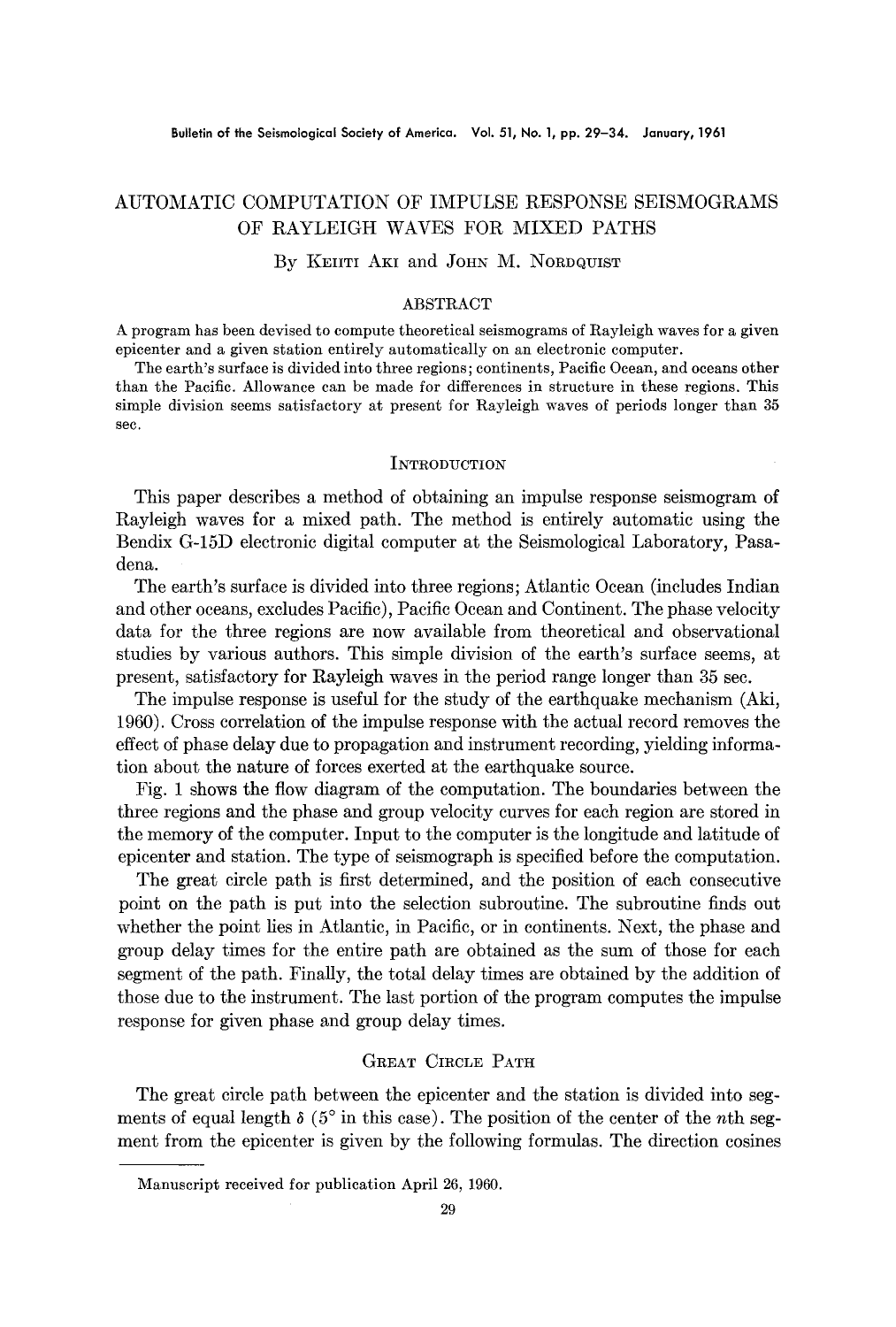# AUTOMATIC COMPUTATION OF IMPULSE RESPONSE SEISMOGRAMS OF RAYLEIGH WAVES FOR MIXED PATHS

By KEIITI AKI and JOHN M. NORDQUIST

## ABSTRACT

A program has been devised to compute theoretical seismograms of Rayleigh waves for a given epicenter and a given station entirely automatically on an electronic computer.

The earth's surface is divided into three regions; continents, Pacific Ocean, and oceans other than the Pacific. Allowance can be made for differences in structure in these regions. This simple division seems satisfactory at present for Rayleigh waves of periods longer than 35 sec.

## INTRODUCTION

This paper describes a method of obtaining an impulse response seismogram of Rayleigh waves for a mixed path. The method is entirely automatic using the Bendix G-15D electronic digital computer at the Seismological Laboratory, Pasadena.

The earth's surface is divided into three regions; Atlantic Ocean (includes Indian and other oceans, excludes Pacific), Pacific Ocean and Continent. The phase velocity data for the three regions are now available from theoretical and observational studies by various authors. This simple division of the earth's surface seems, at present, satisfactory for Rayleigh waves in the period range longer than 35 sec.

The impulse response is useful for the study of the earthquake mechanism (Aki, 1960). Cross correlation of the impulse response with the actual record removes the effect of phase delay due to propagation and instrument recording, yielding information about the nature of forces exerted at the earthquake source.

Fig. 1 shows the flow diagram of the computation. The boundaries between the three regions and the phase and group velocity curves for each region are stored in the memory of the computer. Input to the computer is the longitude and latitude of epicenter and station. The type of seismograph is specified before the computation.

The great circle path is first determined, and the position of each consecutive point on the path is put into the selection subroutine. The subroutine finds out whether the point lies in Atlantic, in Pacific, or in continents. Next, the phase and group delay times for the entire path are obtained as the sum of those for each segment of the path. Finally, the total delay times are obtained by the addition of those due to the instrument. The last portion of the program computes the impulse response for given phase and group delay times.

## GREAT CIRCLE PATH

The great circle path between the epicenter and the station is divided into segments of equal length $\delta$ ($5°$ in this case). The position of the center of the $n$th segment from the epicenter is given by the following formulas. The direction cosines

Manuscript received for publication April 26, 1960.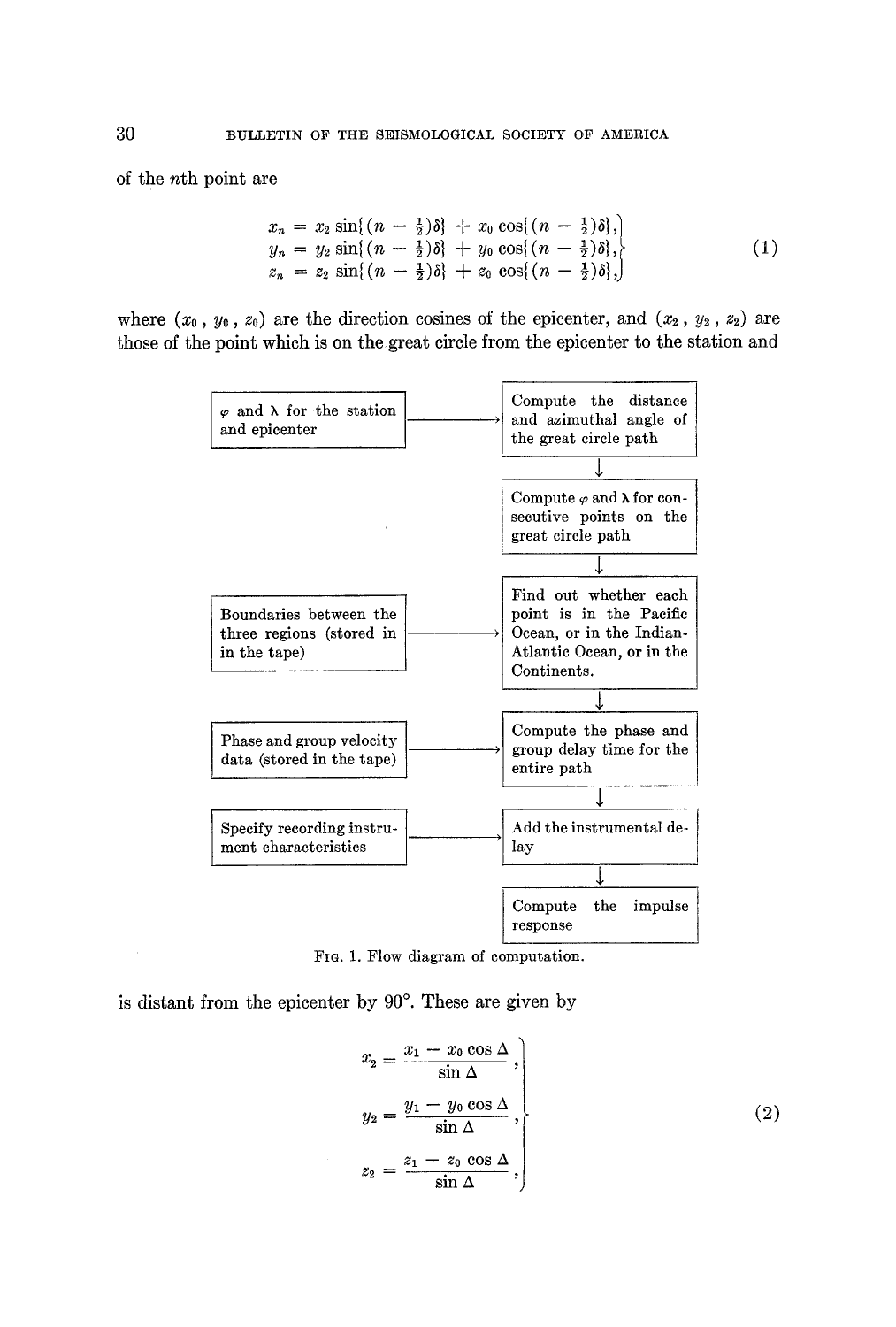of the $n$th point are

$$
\left.
\begin{aligned}
x_n &= x_2 \sin\{(n - \tfrac{1}{2})\delta\} + x_0 \cos\{(n - \tfrac{1}{2})\delta\}, \\
y_n &= y_2 \sin\{(n - \tfrac{1}{2})\delta\} + y_0 \cos\{(n - \tfrac{1}{2})\delta\}, \\
z_n &= z_2 \sin\{(n - \tfrac{1}{2})\delta\} + z_0 \cos\{(n - \tfrac{1}{2})\delta\},
\end{aligned}
\right\} \tag{1}
$$

where $(x_0, y_0, z_0)$ are the direction cosines of the epicenter, and $(x_2, y_2, z_2)$ are those of the point which is on the great circle from the epicenter to the station and

$\varphi$ and $\lambda$ for the station and epicenter → Compute the distance and azimuthal angle of the great circle path

↓

Compute $\varphi$ and $\lambda$ for consecutive points on the great circle path

↓

Boundaries between the three regions (stored in in the tape) → Find out whether each point is in the Pacific Ocean, or in the Indian-Atlantic Ocean, or in the Continents.

↓

Phase and group velocity data (stored in the tape) → Compute the phase and group delay time for the entire path

↓

Specify recording instrument characteristics → Add the instrumental delay

↓

Compute the impulse response

FIG. 1. Flow diagram of computation.

is distant from the epicenter by 90°. These are given by

$$
\left.
\begin{aligned}
x_2 &= \frac{x_1 - x_0 \cos \Delta}{\sin \Delta}, \\
y_2 &= \frac{y_1 - y_0 \cos \Delta}{\sin \Delta}, \\
z_2 &= \frac{z_1 - z_0 \cos \Delta}{\sin \Delta},
\end{aligned}
\right\} \tag{2}
$$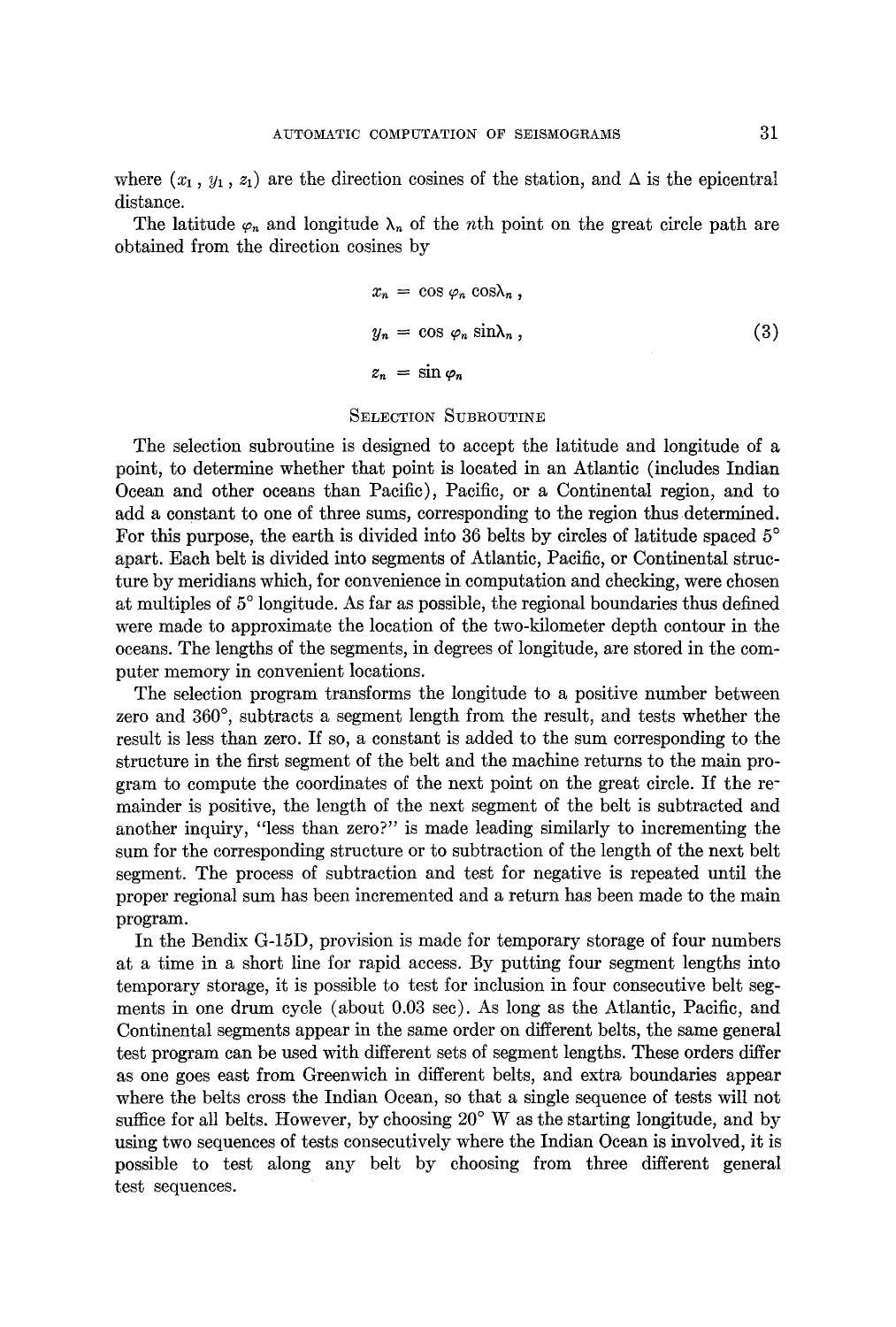where $(x_1, y_1, z_1)$ are the direction cosines of the station, and $\Delta$ is the epicentral distance.

The latitude $\varphi_n$ and longitude $\lambda_n$ of the $n$th point on the great circle path are obtained from the direction cosines by

$$
\begin{aligned}
x_n &= \cos \varphi_n \cos\lambda_n , \\
y_n &= \cos \varphi_n \sin\lambda_n , \\
z_n &= \sin \varphi_n
\end{aligned}
\tag{3}
$$

## Selection Subroutine

The selection subroutine is designed to accept the latitude and longitude of a point, to determine whether that point is located in an Atlantic (includes Indian Ocean and other oceans than Pacific), Pacific, or a Continental region, and to add a constant to one of three sums, corresponding to the region thus determined. For this purpose, the earth is divided into 36 belts by circles of latitude spaced 5° apart. Each belt is divided into segments of Atlantic, Pacific, or Continental structure by meridians which, for convenience in computation and checking, were chosen at multiples of 5° longitude. As far as possible, the regional boundaries thus defined were made to approximate the location of the two-kilometer depth contour in the oceans. The lengths of the segments, in degrees of longitude, are stored in the computer memory in convenient locations.

The selection program transforms the longitude to a positive number between zero and 360°, subtracts a segment length from the result, and tests whether the result is less than zero. If so, a constant is added to the sum corresponding to the structure in the first segment of the belt and the machine returns to the main program to compute the coordinates of the next point on the great circle. If the remainder is positive, the length of the next segment of the belt is subtracted and another inquiry, "less than zero?" is made leading similarly to incrementing the sum for the corresponding structure or to subtraction of the length of the next belt segment. The process of subtraction and test for negative is repeated until the proper regional sum has been incremented and a return has been made to the main program.

In the Bendix G-15D, provision is made for temporary storage of four numbers at a time in a short line for rapid access. By putting four segment lengths into temporary storage, it is possible to test for inclusion in four consecutive belt segments in one drum cycle (about 0.03 sec). As long as the Atlantic, Pacific, and Continental segments appear in the same order on different belts, the same general test program can be used with different sets of segment lengths. These orders differ as one goes east from Greenwich in different belts, and extra boundaries appear where the belts cross the Indian Ocean, so that a single sequence of tests will not suffice for all belts. However, by choosing 20° W as the starting longitude, and by using two sequences of tests consecutively where the Indian Ocean is involved, it is possible to test along any belt by choosing from three different general test sequences.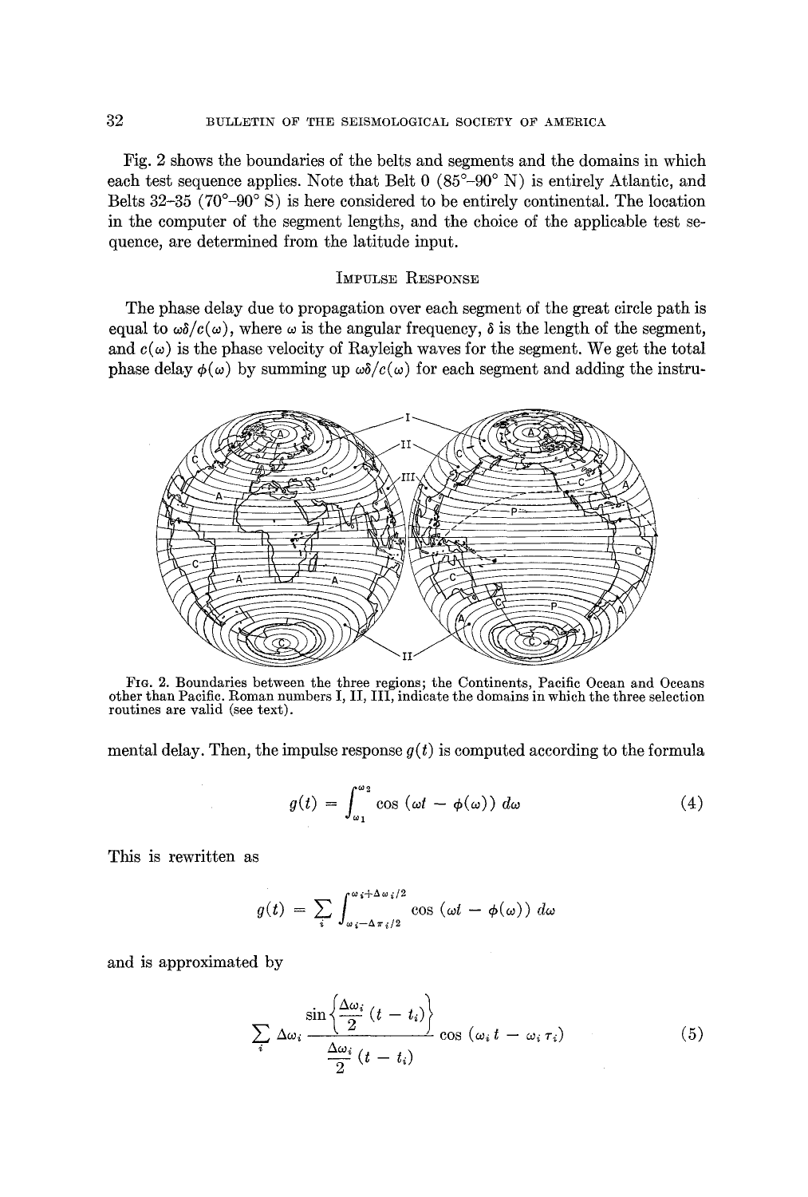Fig. 2 shows the boundaries of the belts and segments and the domains in which each test sequence applies. Note that Belt 0 (85°–90° N) is entirely Atlantic, and Belts 32–35 (70°–90° S) is here considered to be entirely continental. The location in the computer of the segment lengths, and the choice of the applicable test sequence, are determined from the latitude input.

## IMPULSE RESPONSE

The phase delay due to propagation over each segment of the great circle path is equal to $\omega\delta/c(\omega)$, where $\omega$ is the angular frequency, $\delta$ is the length of the segment, and $c(\omega)$ is the phase velocity of Rayleigh waves for the segment. We get the total phase delay $\phi(\omega)$ by summing up $\omega\delta/c(\omega)$ for each segment and adding the instrumental delay. Then, the impulse response $g(t)$ is computed according to the formula

I

II

III

II

A

C

P

FIG. 2. Boundaries between the three regions; the Continents, Pacific Ocean and Oceans other than Pacific. Roman numbers I, II, III, indicate the domains in which the three selection routines are valid (see text).

$$g(t) = \int_{\omega_1}^{\omega_2} \cos(\omega t - \phi(\omega))\, d\omega \tag{4}$$

This is rewritten as

$$g(t) = \sum_i \int_{\omega_i - \Delta\omega_i/2}^{\omega_i + \Delta\omega_i/2} \cos(\omega t - \phi(\omega))\, d\omega$$

and is approximated by

$$\sum_i \Delta\omega_i \frac{\sin\left\{\frac{\Delta\omega_i}{2}(t - t_i)\right\}}{\frac{\Delta\omega_i}{2}(t - t_i)} \cos(\omega_i t - \omega_i \tau_i) \tag{5}$$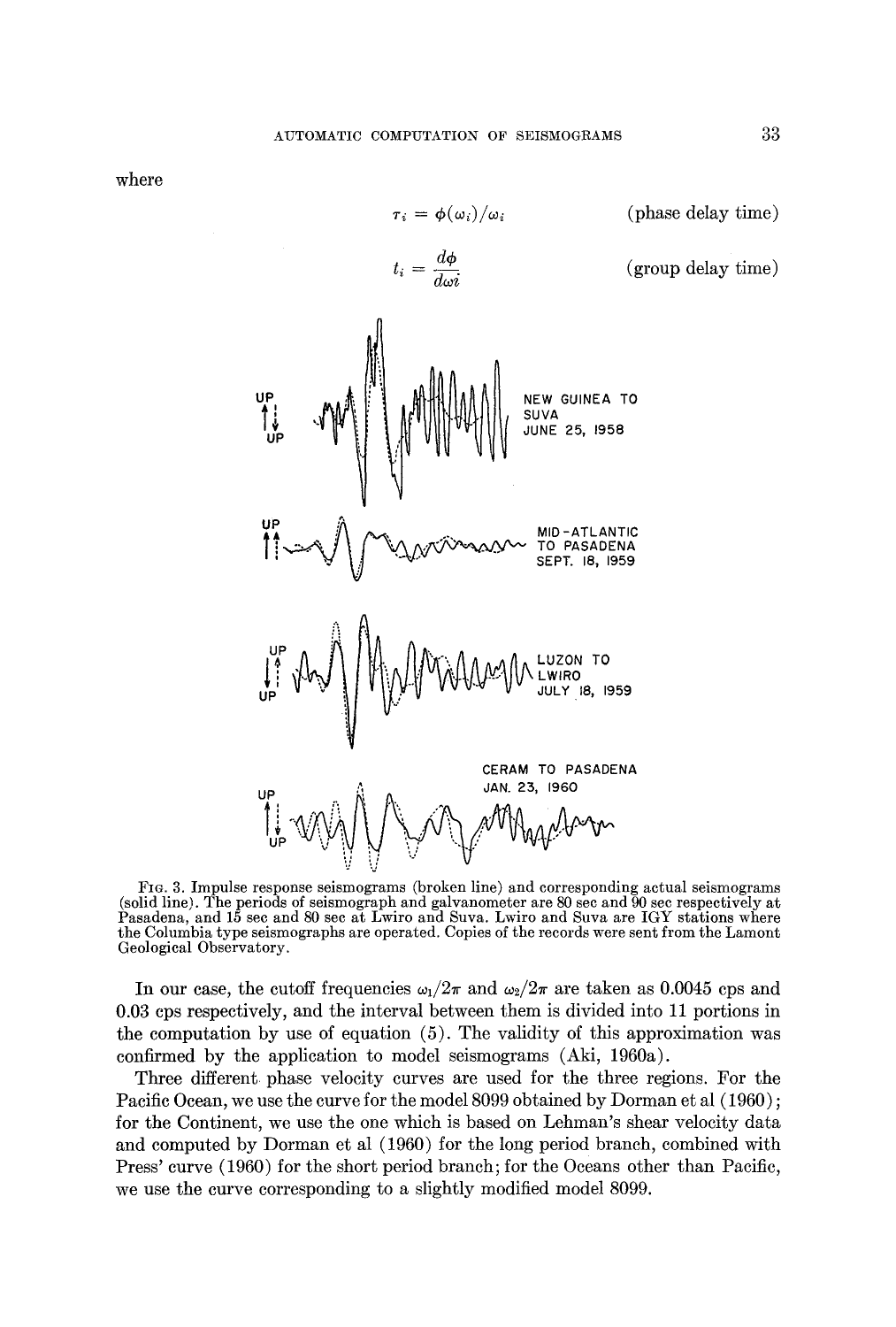where

$$\tau_i = \phi(\omega_i)/\omega_i \qquad \text{(phase delay time)}$$

$$t_i = \frac{d\phi}{d\omega i} \qquad \text{(group delay time)}$$

UP
UP
NEW GUINEA TO SUVA JUNE 25, 1958

UP
MID-ATLANTIC TO PASADENA SEPT. 18, 1959

UP
UP
LUZON TO LWIRO JULY 18, 1959

CERAM TO PASADENA JAN. 23, 1960
UP
UP

FIG. 3. Impulse response seismograms (broken line) and corresponding actual seismograms (solid line). The periods of seismograph and galvanometer are 80 sec and 90 sec respectively at Pasadena, and 15 sec and 80 sec at Lwiro and Suva. Lwiro and Suva are IGY stations where the Columbia type seismographs are operated. Copies of the records were sent from the Lamont Geological Observatory.

In our case, the cutoff frequencies $\omega_1/2\pi$ and $\omega_2/2\pi$ are taken as 0.0045 cps and 0.03 cps respectively, and the interval between them is divided into 11 portions in the computation by use of equation (5). The validity of this approximation was confirmed by the application to model seismograms (Aki, 1960a).

Three different phase velocity curves are used for the three regions. For the Pacific Ocean, we use the curve for the model 8099 obtained by Dorman et al (1960); for the Continent, we use the one which is based on Lehman's shear velocity data and computed by Dorman et al (1960) for the long period branch, combined with Press' curve (1960) for the short period branch; for the Oceans other than Pacific, we use the curve corresponding to a slightly modified model 8099.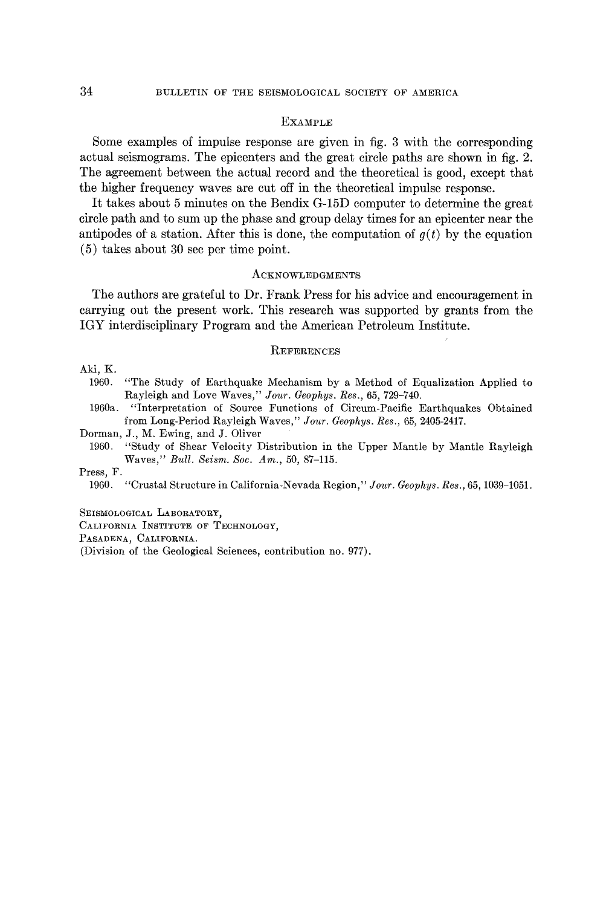## Example

Some examples of impulse response are given in fig. 3 with the corresponding actual seismograms. The epicenters and the great circle paths are shown in fig. 2. The agreement between the actual record and the theoretical is good, except that the higher frequency waves are cut off in the theoretical impulse response.

It takes about 5 minutes on the Bendix G-15D computer to determine the great circle path and to sum up the phase and group delay times for an epicenter near the antipodes of a station. After this is done, the computation of $g(t)$ by the equation (5) takes about 30 sec per time point.

## Acknowledgments

The authors are grateful to Dr. Frank Press for his advice and encouragement in carrying out the present work. This research was supported by grants from the IGY interdisciplinary Program and the American Petroleum Institute.

## References

Aki, K.

1960. "The Study of Earthquake Mechanism by a Method of Equalization Applied to Rayleigh and Love Waves," *Jour. Geophys. Res.*, 65, 729–740.

1960a. "Interpretation of Source Functions of Circum-Pacific Earthquakes Obtained from Long-Period Rayleigh Waves," *Jour. Geophys. Res.*, 65, 2405-2417.

Dorman, J., M. Ewing, and J. Oliver

1960. "Study of Shear Velocity Distribution in the Upper Mantle by Mantle Rayleigh Waves," *Bull. Seism. Soc. Am.*, 50, 87–115.

Press, F.

1960. "Crustal Structure in California-Nevada Region," *Jour. Geophys. Res.*, 65, 1039-1051.

Seismological Laboratory,
California Institute of Technology,
Pasadena, California.
(Division of the Geological Sciences, contribution no. 977).